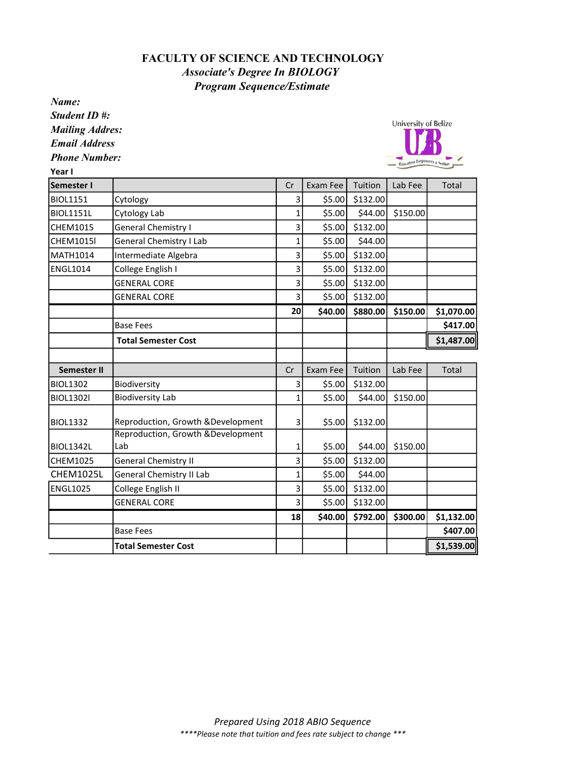# FACULTY OF SCIENCE AND TECHNOLOGY

## *Associate's Degree In BIOLOGY*

### *Program Sequence/Estimate*

***Name:***

***Student ID #:***

***Mailing Addres:***

***Email Address***

***Phone Number:***

University of Belize

Education Empowers a Nation

**Year I**

| **Semester I** | | Cr | Exam Fee | Tuition | Lab Fee | Total |
|---|---|---|---|---|---|---|
| BIOL1151 | Cytology | 3 | $5.00 | $132.00 | | |
| BIOL1151L | Cytology Lab | 1 | $5.00 | $44.00 | $150.00 | |
| CHEM1015 | General Chemistry I | 3 | $5.00 | $132.00 | | |
| CHEM1015l | General Chemistry I Lab | 1 | $5.00 | $44.00 | | |
| MATH1014 | Intermediate Algebra | 3 | $5.00 | $132.00 | | |
| ENGL1014 | College English I | 3 | $5.00 | $132.00 | | |
| | GENERAL CORE | 3 | $5.00 | $132.00 | | |
| | GENERAL CORE | 3 | $5.00 | $132.00 | | |
| | | **20** | **$40.00** | **$880.00** | **$150.00** | **$1,070.00** |
| | Base Fees | | | | | **$417.00** |
| | **Total Semester Cost** | | | | | **$1,487.00** |
| | | | | | | |
| **Semester II** | | Cr | Exam Fee | Tuition | Lab Fee | Total |
| BIOL1302 | Biodiversity | 3 | $5.00 | $132.00 | | |
| BIOL1302l | Biodiversity Lab | 1 | $5.00 | $44.00 | $150.00 | |
| BIOL1332 | Reproduction, Growth &Development | 3 | $5.00 | $132.00 | | |
| BIOL1342L | Reproduction, Growth &Development Lab | 1 | $5.00 | $44.00 | $150.00 | |
| CHEM1025 | General Chemistry II | 3 | $5.00 | $132.00 | | |
| CHEM1025L | General Chemistry II Lab | 1 | $5.00 | $44.00 | | |
| ENGL1025 | College English II | 3 | $5.00 | $132.00 | | |
| | GENERAL CORE | 3 | $5.00 | $132.00 | | |
| | | **18** | **$40.00** | **$792.00** | **$300.00** | **$1,132.00** |
| | Base Fees | | | | | **$407.00** |
| | **Total Semester Cost** | | | | | **$1,539.00** |

*Prepared Using 2018 ABIO Sequence*

*\*\*\*\*Please note that tuition and fees rate subject to change \*\*\**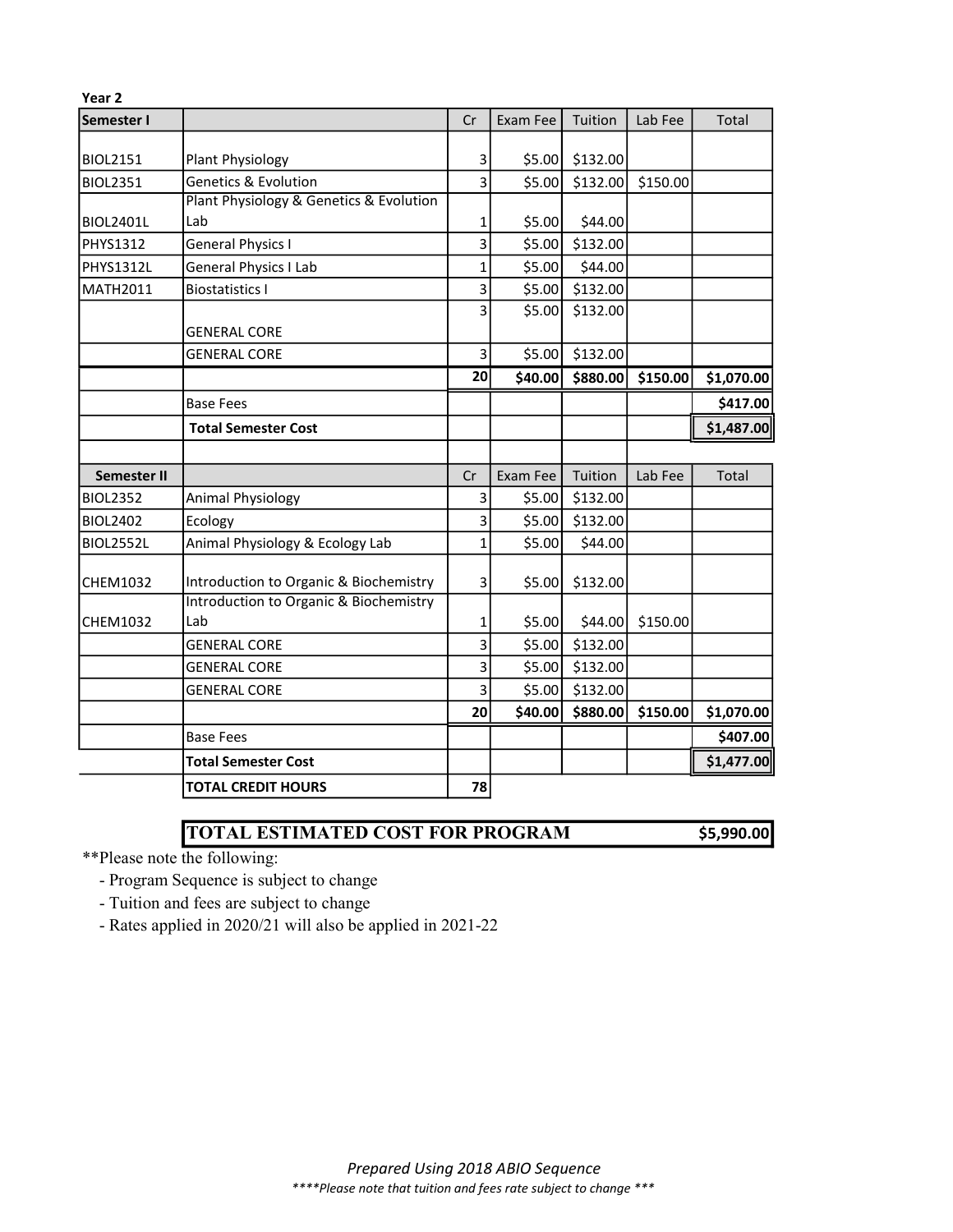**Year 2**

| Semester I | | Cr | Exam Fee | Tuition | Lab Fee | Total |
|---|---|---|---|---|---|---|
| BIOL2151 | Plant Physiology | 3 | $5.00 | $132.00 | | |
| BIOL2351 | Genetics & Evolution | 3 | $5.00 | $132.00 | $150.00 | |
| BIOL2401L | Plant Physiology & Genetics & Evolution Lab | 1 | $5.00 | $44.00 | | |
| PHYS1312 | General Physics I | 3 | $5.00 | $132.00 | | |
| PHYS1312L | General Physics I Lab | 1 | $5.00 | $44.00 | | |
| MATH2011 | Biostatistics I | 3 | $5.00 | $132.00 | | |
| | GENERAL CORE | 3 | $5.00 | $132.00 | | |
| | GENERAL CORE | 3 | $5.00 | $132.00 | | |
| | | **20** | **$40.00** | **$880.00** | **$150.00** | **$1,070.00** |
| | Base Fees | | | | | **$417.00** |
| | **Total Semester Cost** | | | | | **$1,487.00** |

| Semester II | | Cr | Exam Fee | Tuition | Lab Fee | Total |
|---|---|---|---|---|---|---|
| BIOL2352 | Animal Physiology | 3 | $5.00 | $132.00 | | |
| BIOL2402 | Ecology | 3 | $5.00 | $132.00 | | |
| BIOL2552L | Animal Physiology & Ecology Lab | 1 | $5.00 | $44.00 | | |
| CHEM1032 | Introduction to Organic & Biochemistry | 3 | $5.00 | $132.00 | | |
| CHEM1032 | Introduction to Organic & Biochemistry Lab | 1 | $5.00 | $44.00 | $150.00 | |
| | GENERAL CORE | 3 | $5.00 | $132.00 | | |
| | GENERAL CORE | 3 | $5.00 | $132.00 | | |
| | GENERAL CORE | 3 | $5.00 | $132.00 | | |
| | | **20** | **$40.00** | **$880.00** | **$150.00** | **$1,070.00** |
| | Base Fees | | | | | **$407.00** |
| | **Total Semester Cost** | | | | | **$1,477.00** |
| | **TOTAL CREDIT HOURS** | **78** | | | | |

**TOTAL ESTIMATED COST FOR PROGRAM** **$5,990.00**

**Please note the following:

- Program Sequence is subject to change
- Tuition and fees are subject to change
- Rates applied in 2020/21 will also be applied in 2021-22

*Prepared Using 2018 ABIO Sequence*

*****Please note that tuition and fees rate subject to change ****